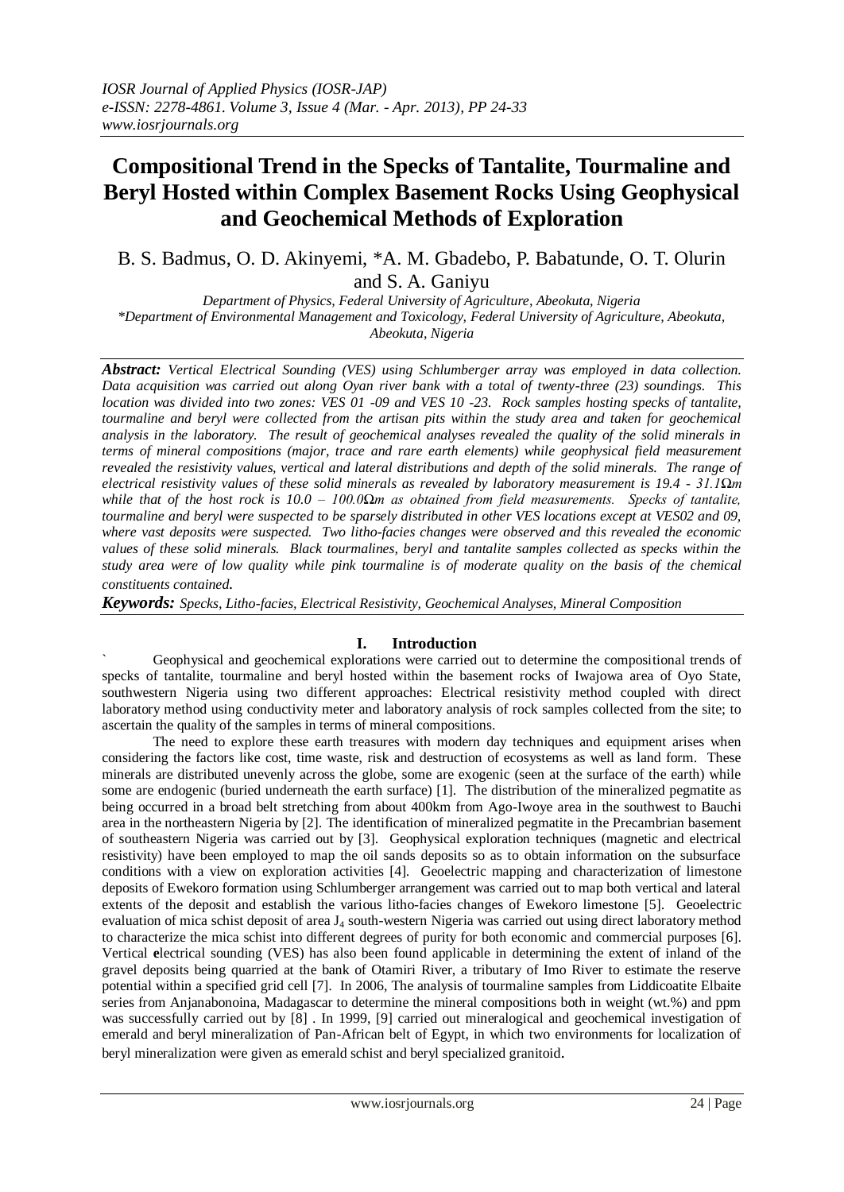# Compositional Trend in the Specks of Tantalite, Tourmaline and Beryl Hosted within Complex Basement Rocks Using Geophysical and Geochemical Methods of Exploration

B. S. Badmus, O. D. Akinyemi, *A. M. Gbadebo, P. Babatunde, O. T. Olurin and S. A. Ganiyu

*Department of Physics, Federal University of Agriculture, Abeokuta, Nigeria*
*\*Department of Environmental Management and Toxicology, Federal University of Agriculture, Abeokuta, Abeokuta, Nigeria*

***Abstract:*** *Vertical Electrical Sounding (VES) using Schlumberger array was employed in data collection. Data acquisition was carried out along Oyan river bank with a total of twenty-three (23) soundings. This location was divided into two zones: VES 01 -09 and VES 10 -23. Rock samples hosting specks of tantalite, tourmaline and beryl were collected from the artisan pits within the study area and taken for geochemical analysis in the laboratory. The result of geochemical analyses revealed the quality of the solid minerals in terms of mineral compositions (major, trace and rare earth elements) while geophysical field measurement revealed the resistivity values, vertical and lateral distributions and depth of the solid minerals. The range of electrical resistivity values of these solid minerals as revealed by laboratory measurement is 19.4 - 31.1Ωm while that of the host rock is 10.0 – 100.0Ωm as obtained from field measurements. Specks of tantalite, tourmaline and beryl were suspected to be sparsely distributed in other VES locations except at VES02 and 09, where vast deposits were suspected. Two litho-facies changes were observed and this revealed the economic values of these solid minerals. Black tourmalines, beryl and tantalite samples collected as specks within the study area were of low quality while pink tourmaline is of moderate quality on the basis of the chemical constituents contained.*

***Keywords:*** *Specks, Litho-facies, Electrical Resistivity, Geochemical Analyses, Mineral Composition*

## I. Introduction

Geophysical and geochemical explorations were carried out to determine the compositional trends of specks of tantalite, tourmaline and beryl hosted within the basement rocks of Iwajowa area of Oyo State, southwestern Nigeria using two different approaches: Electrical resistivity method coupled with direct laboratory method using conductivity meter and laboratory analysis of rock samples collected from the site; to ascertain the quality of the samples in terms of mineral compositions.

The need to explore these earth treasures with modern day techniques and equipment arises when considering the factors like cost, time waste, risk and destruction of ecosystems as well as land form. These minerals are distributed unevenly across the globe, some are exogenic (seen at the surface of the earth) while some are endogenic (buried underneath the earth surface) [1]. The distribution of the mineralized pegmatite as being occurred in a broad belt stretching from about 400km from Ago-Iwoye area in the southwest to Bauchi area in the northeastern Nigeria by [2]. The identification of mineralized pegmatite in the Precambrian basement of southeastern Nigeria was carried out by [3]. Geophysical exploration techniques (magnetic and electrical resistivity) have been employed to map the oil sands deposits so as to obtain information on the subsurface conditions with a view on exploration activities [4]. Geoelectric mapping and characterization of limestone deposits of Ewekoro formation using Schlumberger arrangement was carried out to map both vertical and lateral extents of the deposit and establish the various litho-facies changes of Ewekoro limestone [5]. Geoelectric evaluation of mica schist deposit of area $J_4$ south-western Nigeria was carried out using direct laboratory method to characterize the mica schist into different degrees of purity for both economic and commercial purposes [6]. Vertical electrical sounding (VES) has also been found applicable in determining the extent of inland of the gravel deposits being quarried at the bank of Otamiri River, a tributary of Imo River to estimate the reserve potential within a specified grid cell [7]. In 2006, The analysis of tourmaline samples from Liddicoatite Elbaite series from Anjanabonoina, Madagascar to determine the mineral compositions both in weight (wt.%) and ppm was successfully carried out by [8] . In 1999, [9] carried out mineralogical and geochemical investigation of emerald and beryl mineralization of Pan-African belt of Egypt, in which two environments for localization of beryl mineralization were given as emerald schist and beryl specialized granitoid.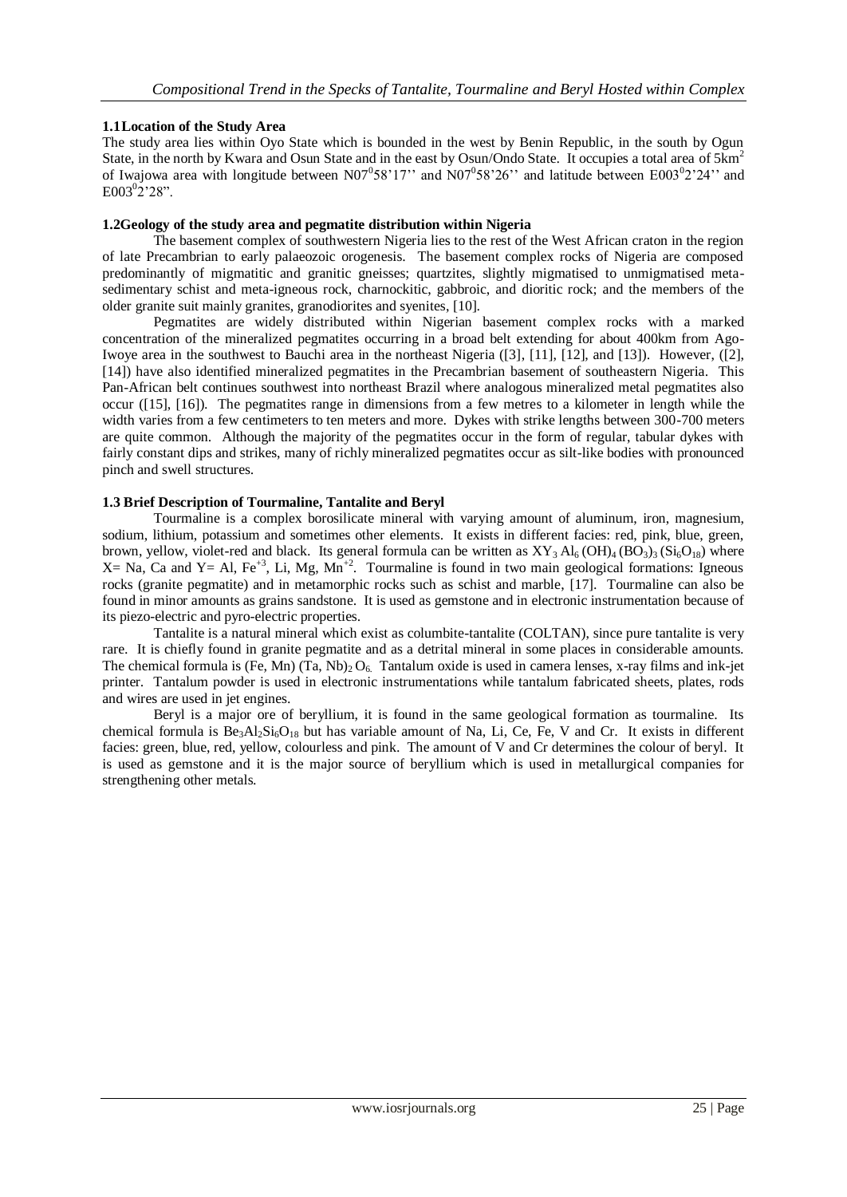### 1.1 Location of the Study Area

The study area lies within Oyo State which is bounded in the west by Benin Republic, in the south by Ogun State, in the north by Kwara and Osun State and in the east by Osun/Ondo State. It occupies a total area of $5km^2$ of Iwajowa area with longitude between N07$^0$58'17'' and N07$^0$58'26'' and latitude between E003$^0$2'24'' and E003$^0$2'28".

### 1.2 Geology of the study area and pegmatite distribution within Nigeria

The basement complex of southwestern Nigeria lies to the rest of the West African craton in the region of late Precambrian to early palaeozoic orogenesis. The basement complex rocks of Nigeria are composed predominantly of migmatitic and granitic gneisses; quartzites, slightly migmatised to unmigmatised meta-sedimentary schist and meta-igneous rock, charnockitic, gabbroic, and dioritic rock; and the members of the older granite suit mainly granites, granodiorites and syenites, [10].

Pegmatites are widely distributed within Nigerian basement complex rocks with a marked concentration of the mineralized pegmatites occurring in a broad belt extending for about 400km from Ago-Iwoye area in the southwest to Bauchi area in the northeast Nigeria ([3], [11], [12], and [13]). However, ([2], [14]) have also identified mineralized pegmatites in the Precambrian basement of southeastern Nigeria. This Pan-African belt continues southwest into northeast Brazil where analogous mineralized metal pegmatites also occur ([15], [16]). The pegmatites range in dimensions from a few metres to a kilometer in length while the width varies from a few centimeters to ten meters and more. Dykes with strike lengths between 300-700 meters are quite common. Although the majority of the pegmatites occur in the form of regular, tabular dykes with fairly constant dips and strikes, many of richly mineralized pegmatites occur as silt-like bodies with pronounced pinch and swell structures.

### 1.3 Brief Description of Tourmaline, Tantalite and Beryl

Tourmaline is a complex borosilicate mineral with varying amount of aluminum, iron, magnesium, sodium, lithium, potassium and sometimes other elements. It exists in different facies: red, pink, blue, green, brown, yellow, violet-red and black. Its general formula can be written as $XY_3\,Al_6\,(OH)_4\,(BO_3)_3\,(Si_6O_{18})$ where X= Na, Ca and Y= Al, $Fe^{+3}$, Li, Mg, $Mn^{+2}$. Tourmaline is found in two main geological formations: Igneous rocks (granite pegmatite) and in metamorphic rocks such as schist and marble, [17]. Tourmaline can also be found in minor amounts as grains sandstone. It is used as gemstone and in electronic instrumentation because of its piezo-electric and pyro-electric properties.

Tantalite is a natural mineral which exist as columbite-tantalite (COLTAN), since pure tantalite is very rare. It is chiefly found in granite pegmatite and as a detrital mineral in some places in considerable amounts. The chemical formula is $(Fe, Mn)\,(Ta, Nb)_2\,O_6$. Tantalum oxide is used in camera lenses, x-ray films and ink-jet printer. Tantalum powder is used in electronic instrumentations while tantalum fabricated sheets, plates, rods and wires are used in jet engines.

Beryl is a major ore of beryllium, it is found in the same geological formation as tourmaline. Its chemical formula is $Be_3Al_2Si_6O_{18}$ but has variable amount of Na, Li, Ce, Fe, V and Cr. It exists in different facies: green, blue, red, yellow, colourless and pink. The amount of V and Cr determines the colour of beryl. It is used as gemstone and it is the major source of beryllium which is used in metallurgical companies for strengthening other metals.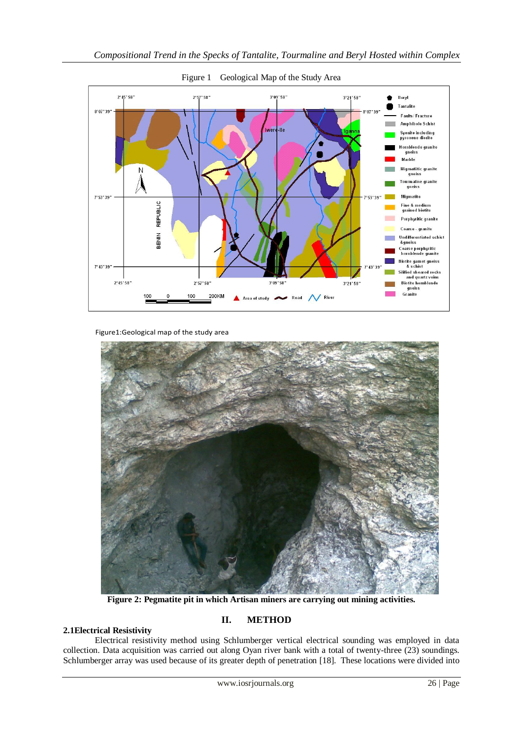Figure 1 Geological Map of the Study Area

Figure1:Geological map of the study area

**Figure 2: Pegmatite pit in which Artisan miners are carrying out mining activities.**

## II. METHOD

### 2.1Electrical Resistivity

Electrical resistivity method using Schlumberger vertical electrical sounding was employed in data collection. Data acquisition was carried out along Oyan river bank with a total of twenty-three (23) soundings. Schlumberger array was used because of its greater depth of penetration [18]. These locations were divided into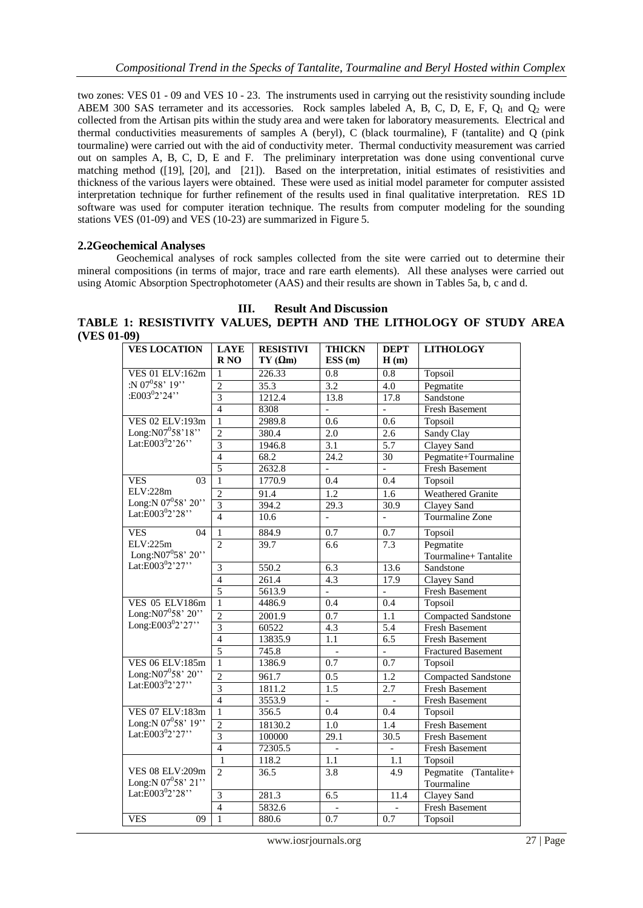two zones: VES 01 - 09 and VES 10 - 23. The instruments used in carrying out the resistivity sounding include ABEM 300 SAS terrameter and its accessories. Rock samples labeled A, B, C, D, E, F, $Q_1$ and $Q_2$ were collected from the Artisan pits within the study area and were taken for laboratory measurements. Electrical and thermal conductivities measurements of samples A (beryl), C (black tourmaline), F (tantalite) and Q (pink tourmaline) were carried out with the aid of conductivity meter. Thermal conductivity measurement was carried out on samples A, B, C, D, E and F. The preliminary interpretation was done using conventional curve matching method ([19], [20], and [21]). Based on the interpretation, initial estimates of resistivities and thickness of the various layers were obtained. These were used as initial model parameter for computer assisted interpretation technique for further refinement of the results used in final qualitative interpretation. RES 1D software was used for computer iteration technique. The results from computer modeling for the sounding stations VES (01-09) and VES (10-23) are summarized in Figure 5.

### 2.2 Geochemical Analyses

Geochemical analyses of rock samples collected from the site were carried out to determine their mineral compositions (in terms of major, trace and rare earth elements). All these analyses were carried out using Atomic Absorption Spectrophotometer (AAS) and their results are shown in Tables 5a, b, c and d.

## III. Result And Discussion

**TABLE 1: RESISTIVITY VALUES, DEPTH AND THE LITHOLOGY OF STUDY AREA (VES 01-09)**

| VES LOCATION | LAYER NO | RESISTIVITY (Ωm) | THICKNESS (m) | DEPTH (m) | LITHOLOGY |
|---|---|---|---|---|---|
| VES 01 ELV:162m :N 07°58' 19'' :E003°2'24'' | 1 | 226.33 | 0.8 | 0.8 | Topsoil |
| | 2 | 35.3 | 3.2 | 4.0 | Pegmatite |
| | 3 | 1212.4 | 13.8 | 17.8 | Sandstone |
| | 4 | 8308 | - | - | Fresh Basement |
| VES 02 ELV:193m Long:N07°58'18'' Lat:E003°2'26'' | 1 | 2989.8 | 0.6 | 0.6 | Topsoil |
| | 2 | 380.4 | 2.0 | 2.6 | Sandy Clay |
| | 3 | 1946.8 | 3.1 | 5.7 | Clayey Sand |
| | 4 | 68.2 | 24.2 | 30 | Pegmatite+Tourmaline |
| | 5 | 2632.8 | - | - | Fresh Basement |
| VES 03 ELV:228m Long:N 07°58' 20'' Lat:E003°2'28'' | 1 | 1770.9 | 0.4 | 0.4 | Topsoil |
| | 2 | 91.4 | 1.2 | 1.6 | Weathered Granite |
| | 3 | 394.2 | 29.3 | 30.9 | Clayey Sand |
| | 4 | 10.6 | - | - | Tourmaline Zone |
| VES 04 ELV:225m Long:N07°58' 20'' Lat:E003°2'27'' | 1 | 884.9 | 0.7 | 0.7 | Topsoil |
| | 2 | 39.7 | 6.6 | 7.3 | Pegmatite Tourmaline+ Tantalite |
| | 3 | 550.2 | 6.3 | 13.6 | Sandstone |
| | 4 | 261.4 | 4.3 | 17.9 | Clayey Sand |
| | 5 | 5613.9 | - | - | Fresh Basement |
| VES 05 ELV186m Long:N07°58' 20'' Long:E003°2'27'' | 1 | 4486.9 | 0.4 | 0.4 | Topsoil |
| | 2 | 2001.9 | 0.7 | 1.1 | Compacted Sandstone |
| | 3 | 60522 | 4.3 | 5.4 | Fresh Basement |
| | 4 | 13835.9 | 1.1 | 6.5 | Fresh Basement |
| | 5 | 745.8 | - | - | Fractured Basement |
| VES 06 ELV:185m Long:N07°58' 20'' Lat:E003°2'27'' | 1 | 1386.9 | 0.7 | 0.7 | Topsoil |
| | 2 | 961.7 | 0.5 | 1.2 | Compacted Sandstone |
| | 3 | 1811.2 | 1.5 | 2.7 | Fresh Basement |
| | 4 | 3553.9 | - | - | Fresh Basement |
| VES 07 ELV:183m Long:N 07°58' 19'' Lat:E003°2'27'' | 1 | 356.5 | 0.4 | 0.4 | Topsoil |
| | 2 | 18130.2 | 1.0 | 1.4 | Fresh Basement |
| | 3 | 100000 | 29.1 | 30.5 | Fresh Basement |
| | 4 | 72305.5 | - | - | Fresh Basement |
| VES 08 ELV:209m Long:N 07°58' 21'' Lat:E003°2'28'' | 1 | 118.2 | 1.1 | 1.1 | Topsoil |
| | 2 | 36.5 | 3.8 | 4.9 | Pegmatite (Tantalite+ Tourmaline |
| | 3 | 281.3 | 6.5 | 11.4 | Clayey Sand |
| | 4 | 5832.6 | - | - | Fresh Basement |
| VES 09 | 1 | 880.6 | 0.7 | 0.7 | Topsoil |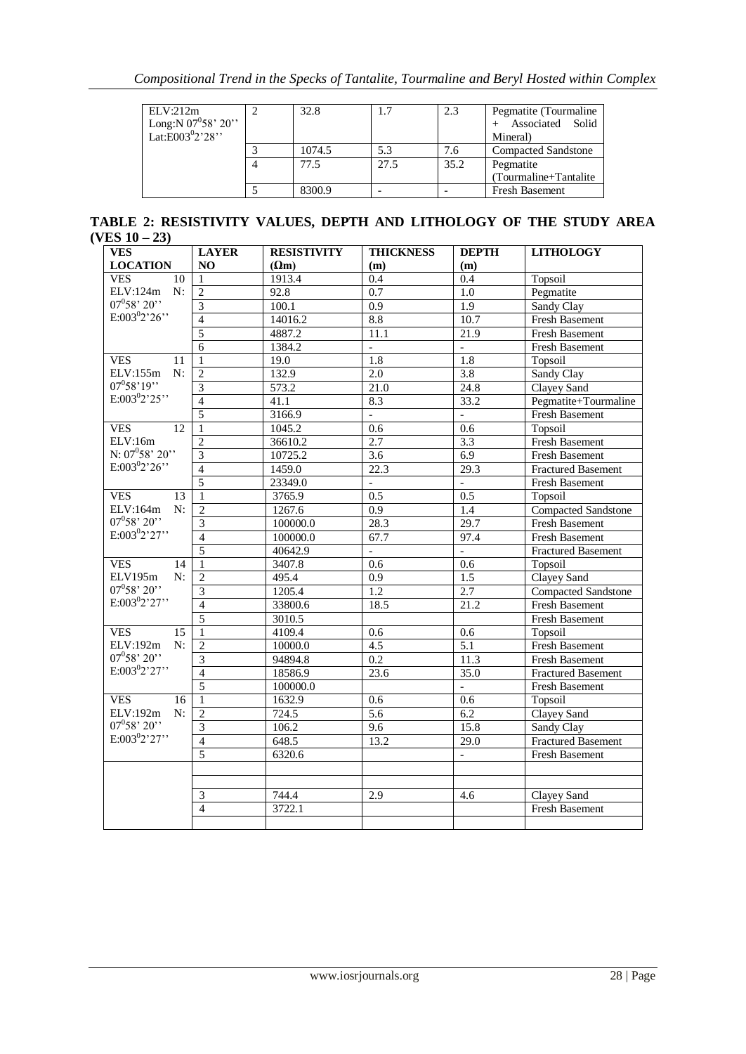| | | | | | |
|---|---|---|---|---|---|
| ELV:212m Long:N $07^0$58' 20'' Lat:E$003^0$2'28'' | 2 | 32.8 | 1.7 | 2.3 | Pegmatite (Tourmaline + Associated Solid Mineral) |
| | 3 | 1074.5 | 5.3 | 7.6 | Compacted Sandstone |
| | 4 | 77.5 | 27.5 | 35.2 | Pegmatite (Tourmaline+Tantalite |
| | 5 | 8300.9 | - | - | Fresh Basement |

**TABLE 2: RESISTIVITY VALUES, DEPTH AND LITHOLOGY OF THE STUDY AREA (VES 10 – 23)**

| VES LOCATION | LAYER NO | RESISTIVITY (Ωm) | THICKNESS (m) | DEPTH (m) | LITHOLOGY |
|---|---|---|---|---|---|
| VES 10 ELV:124m N: $07^0$58' 20'' E:$003^0$2'26'' | 1 | 1913.4 | 0.4 | 0.4 | Topsoil |
| | 2 | 92.8 | 0.7 | 1.0 | Pegmatite |
| | 3 | 100.1 | 0.9 | 1.9 | Sandy Clay |
| | 4 | 14016.2 | 8.8 | 10.7 | Fresh Basement |
| | 5 | 4887.2 | 11.1 | 21.9 | Fresh Basement |
| | 6 | 1384.2 | - | - | Fresh Basement |
| VES 11 ELV:155m N: $07^0$58'19'' E:$003^0$2'25'' | 1 | 19.0 | 1.8 | 1.8 | Topsoil |
| | 2 | 132.9 | 2.0 | 3.8 | Sandy Clay |
| | 3 | 573.2 | 21.0 | 24.8 | Clayey Sand |
| | 4 | 41.1 | 8.3 | 33.2 | Pegmatite+Tourmaline |
| | 5 | 3166.9 | - | - | Fresh Basement |
| VES 12 ELV:16m N: $07^0$58' 20'' E:$003^0$2'26'' | 1 | 1045.2 | 0.6 | 0.6 | Topsoil |
| | 2 | 36610.2 | 2.7 | 3.3 | Fresh Basement |
| | 3 | 10725.2 | 3.6 | 6.9 | Fresh Basement |
| | 4 | 1459.0 | 22.3 | 29.3 | Fractured Basement |
| | 5 | 23349.0 | - | - | Fresh Basement |
| VES 13 ELV:164m N: $07^0$58' 20'' E:$003^0$2'27'' | 1 | 3765.9 | 0.5 | 0.5 | Topsoil |
| | 2 | 1267.6 | 0.9 | 1.4 | Compacted Sandstone |
| | 3 | 100000.0 | 28.3 | 29.7 | Fresh Basement |
| | 4 | 100000.0 | 67.7 | 97.4 | Fresh Basement |
| | 5 | 40642.9 | - | - | Fractured Basement |
| VES 14 ELV195m N: $07^0$58' 20'' E:$003^0$2'27'' | 1 | 3407.8 | 0.6 | 0.6 | Topsoil |
| | 2 | 495.4 | 0.9 | 1.5 | Clayey Sand |
| | 3 | 1205.4 | 1.2 | 2.7 | Compacted Sandstone |
| | 4 | 33800.6 | 18.5 | 21.2 | Fresh Basement |
| | 5 | 3010.5 | | | Fresh Basement |
| VES 15 ELV:192m N: $07^0$58' 20'' E:$003^0$2'27'' | 1 | 4109.4 | 0.6 | 0.6 | Topsoil |
| | 2 | 10000.0 | 4.5 | 5.1 | Fresh Basement |
| | 3 | 94894.8 | 0.2 | 11.3 | Fresh Basement |
| | 4 | 18586.9 | 23.6 | 35.0 | Fractured Basement |
| | 5 | 100000.0 | | - | Fresh Basement |
| VES 16 ELV:192m N: $07^0$58' 20'' E:$003^0$2'27'' | 1 | 1632.9 | 0.6 | 0.6 | Topsoil |
| | 2 | 724.5 | 5.6 | 6.2 | Clayey Sand |
| | 3 | 106.2 | 9.6 | 15.8 | Sandy Clay |
| | 4 | 648.5 | 13.2 | 29.0 | Fractured Basement |
| | 5 | 6320.6 | | - | Fresh Basement |
| | | | | | |
| | | | | | |
| | 3 | 744.4 | 2.9 | 4.6 | Clayey Sand |
| | 4 | 3722.1 | | | Fresh Basement |
| | | | | | |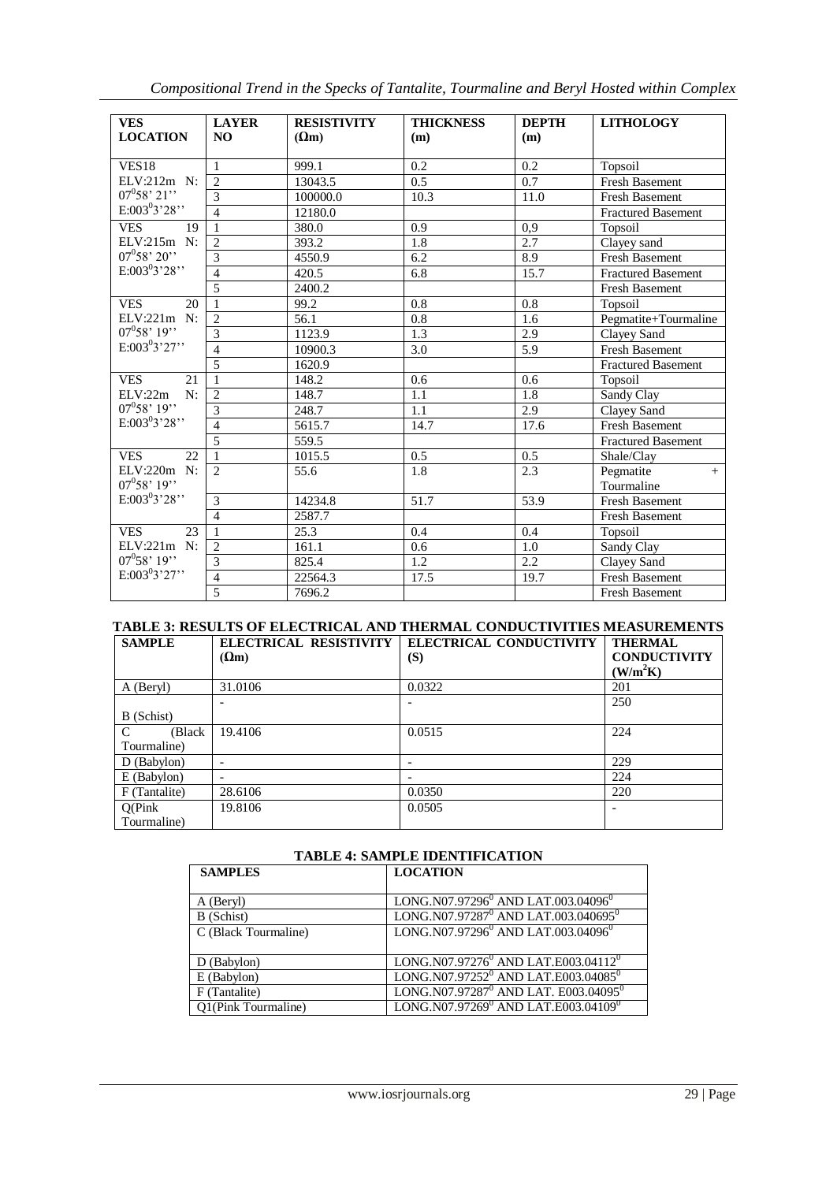| VES LOCATION | LAYER NO | RESISTIVITY (Ωm) | THICKNESS (m) | DEPTH (m) | LITHOLOGY |
|---|---|---|---|---|---|
| VES18 | 1 | 999.1 | 0.2 | 0.2 | Topsoil |
| ELV:212m N: | 2 | 13043.5 | 0.5 | 0.7 | Fresh Basement |
| $07^0 58' 21''$ | 3 | 100000.0 | 10.3 | 11.0 | Fresh Basement |
| $E:003^0 3'28''$ | 4 | 12180.0 | | | Fractured Basement |
| VES 19 | 1 | 380.0 | 0.9 | 0,9 | Topsoil |
| ELV:215m N: | 2 | 393.2 | 1.8 | 2.7 | Clayey sand |
| $07^0 58' 20''$ | 3 | 4550.9 | 6.2 | 8.9 | Fresh Basement |
| $E:003^0 3'28''$ | 4 | 420.5 | 6.8 | 15.7 | Fractured Basement |
| | 5 | 2400.2 | | | Fresh Basement |
| VES 20 | 1 | 99.2 | 0.8 | 0.8 | Topsoil |
| ELV:221m N: | 2 | 56.1 | 0.8 | 1.6 | Pegmatite+Tourmaline |
| $07^0 58' 19''$ | 3 | 1123.9 | 1.3 | 2.9 | Clayey Sand |
| $E:003^0 3'27''$ | 4 | 10900.3 | 3.0 | 5.9 | Fresh Basement |
| | 5 | 1620.9 | | | Fractured Basement |
| VES 21 | 1 | 148.2 | 0.6 | 0.6 | Topsoil |
| ELV:22m N: | 2 | 148.7 | 1.1 | 1.8 | Sandy Clay |
| $07^0 58' 19''$ | 3 | 248.7 | 1.1 | 2.9 | Clayey Sand |
| $E:003^0 3'28''$ | 4 | 5615.7 | 14.7 | 17.6 | Fresh Basement |
| | 5 | 559.5 | | | Fractured Basement |
| VES 22 | 1 | 1015.5 | 0.5 | 0.5 | Shale/Clay |
| ELV:220m N: $07^0 58' 19''$ | 2 | 55.6 | 1.8 | 2.3 | Pegmatite + Tourmaline |
| $E:003^0 3'28''$ | 3 | 14234.8 | 51.7 | 53.9 | Fresh Basement |
| | 4 | 2587.7 | | | Fresh Basement |
| VES 23 | 1 | 25.3 | 0.4 | 0.4 | Topsoil |
| ELV:221m N: | 2 | 161.1 | 0.6 | 1.0 | Sandy Clay |
| $07^0 58' 19''$ | 3 | 825.4 | 1.2 | 2.2 | Clayey Sand |
| $E:003^0 3'27''$ | 4 | 22564.3 | 17.5 | 19.7 | Fresh Basement |
| | 5 | 7696.2 | | | Fresh Basement |

**TABLE 3: RESULTS OF ELECTRICAL AND THERMAL CONDUCTIVITIES MEASUREMENTS**

| SAMPLE | ELECTRICAL RESISTIVITY (Ωm) | ELECTRICAL CONDUCTIVITY (S) | THERMAL CONDUCTIVITY ($W/m^2K$) |
|---|---|---|---|
| A (Beryl) | 31.0106 | 0.0322 | 201 |
| B (Schist) | - | - | 250 |
| C (Black Tourmaline) | 19.4106 | 0.0515 | 224 |
| D (Babylon) | - | - | 229 |
| E (Babylon) | - | - | 224 |
| F (Tantalite) | 28.6106 | 0.0350 | 220 |
| Q(Pink Tourmaline) | 19.8106 | 0.0505 | - |

**TABLE 4: SAMPLE IDENTIFICATION**

| SAMPLES | LOCATION |
|---|---|
| A (Beryl) | LONG.N07.97296$^0$ AND LAT.003.04096$^0$ |
| B (Schist) | LONG.N07.97287$^0$ AND LAT.003.040695$^0$ |
| C (Black Tourmaline) | LONG.N07.97296$^0$ AND LAT.003.04096$^0$ |
| D (Babylon) | LONG.N07.97276$^0$ AND LAT.E003.04112$^0$ |
| E (Babylon) | LONG.N07.97252$^0$ AND LAT.E003.04085$^0$ |
| F (Tantalite) | LONG.N07.97287$^0$ AND LAT. E003.04095$^0$ |
| Q1(Pink Tourmaline) | LONG.N07.97269$^0$ AND LAT.E003.04109$^0$ |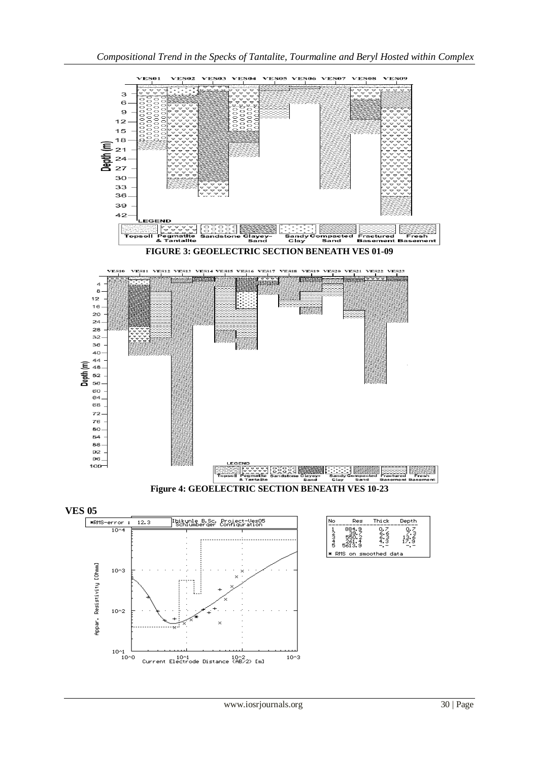**FIGURE 3: GEOELECTRIC SECTION BENEATH VES 01-09**

**Figure 4: GEOELECTRIC SECTION BENEATH VES 10-23**

**VES 05**

| No | Res | Thick | Depth |
|---|---|---|---|
| 1 | 884.9 | 0.7 | 0.7 |
| 2 | 39.7 | 6.6 | 7.3 |
| 3 | 550.2 | 6.3 | 13.6 |
| 4 | 261.4 | 4.3 | 17.9 |
| 5 | 5613.9 | -.- | -.- |

* RMS on smoothed data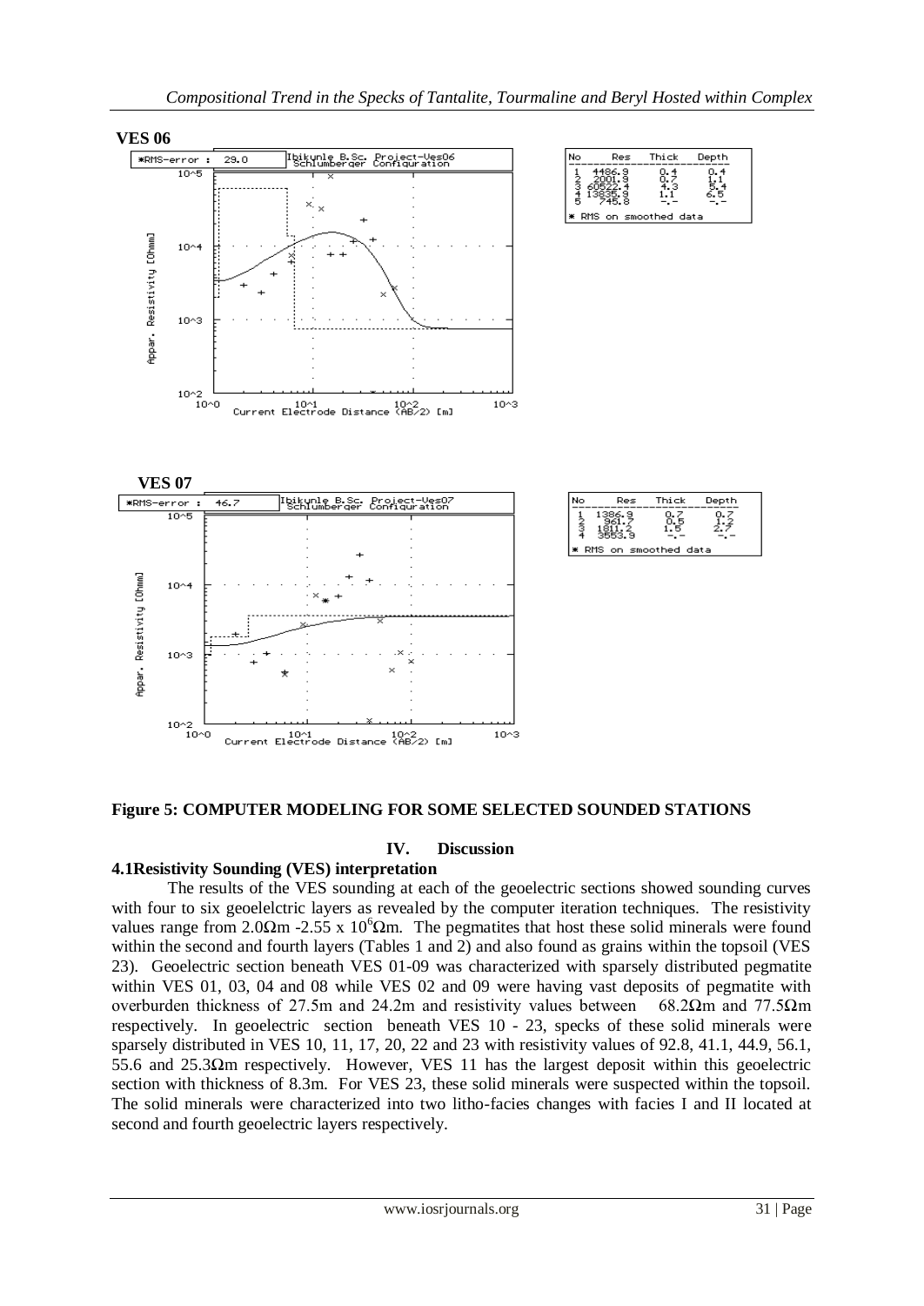**VES 06**

| No | Res | Thick | Depth |
|---|---|---|---|
| 1 | 4486.9 | 0.4 | 0.4 |
| 2 | 2001.9 | 0.7 | 1.1 |
| 3 | 60522.4 | 4.3 | 5.4 |
| 4 | 13835.9 | 1.1 | 6.5 |
| 5 | 745.8 | -.- | -.- |

* RMS on smoothed data

**VES 07**

| No | Res | Thick | Depth |
|---|---|---|---|
| 1 | 1386.9 | 0.7 | 0.7 |
| 2 | 961.7 | 0.5 | 1.2 |
| 3 | 1811.2 | 1.5 | 2.7 |
| 4 | 3553.9 | -.- | -.- |

* RMS on smoothed data

**Figure 5: COMPUTER MODELING FOR SOME SELECTED SOUNDED STATIONS**

## IV. Discussion

### 4.1 Resistivity Sounding (VES) interpretation

The results of the VES sounding at each of the geoelectric sections showed sounding curves with four to six geoelelctric layers as revealed by the computer iteration techniques. The resistivity values range from 2.0Ωm -2.55 x $10^6$Ωm. The pegmatites that host these solid minerals were found within the second and fourth layers (Tables 1 and 2) and also found as grains within the topsoil (VES 23). Geoelectric section beneath VES 01-09 was characterized with sparsely distributed pegmatite within VES 01, 03, 04 and 08 while VES 02 and 09 were having vast deposits of pegmatite with overburden thickness of 27.5m and 24.2m and resistivity values between 68.2Ωm and 77.5Ωm respectively. In geoelectric section beneath VES 10 - 23, specks of these solid minerals were sparsely distributed in VES 10, 11, 17, 20, 22 and 23 with resistivity values of 92.8, 41.1, 44.9, 56.1, 55.6 and 25.3Ωm respectively. However, VES 11 has the largest deposit within this geoelectric section with thickness of 8.3m. For VES 23, these solid minerals were suspected within the topsoil. The solid minerals were characterized into two litho-facies changes with facies I and II located at second and fourth geoelectric layers respectively.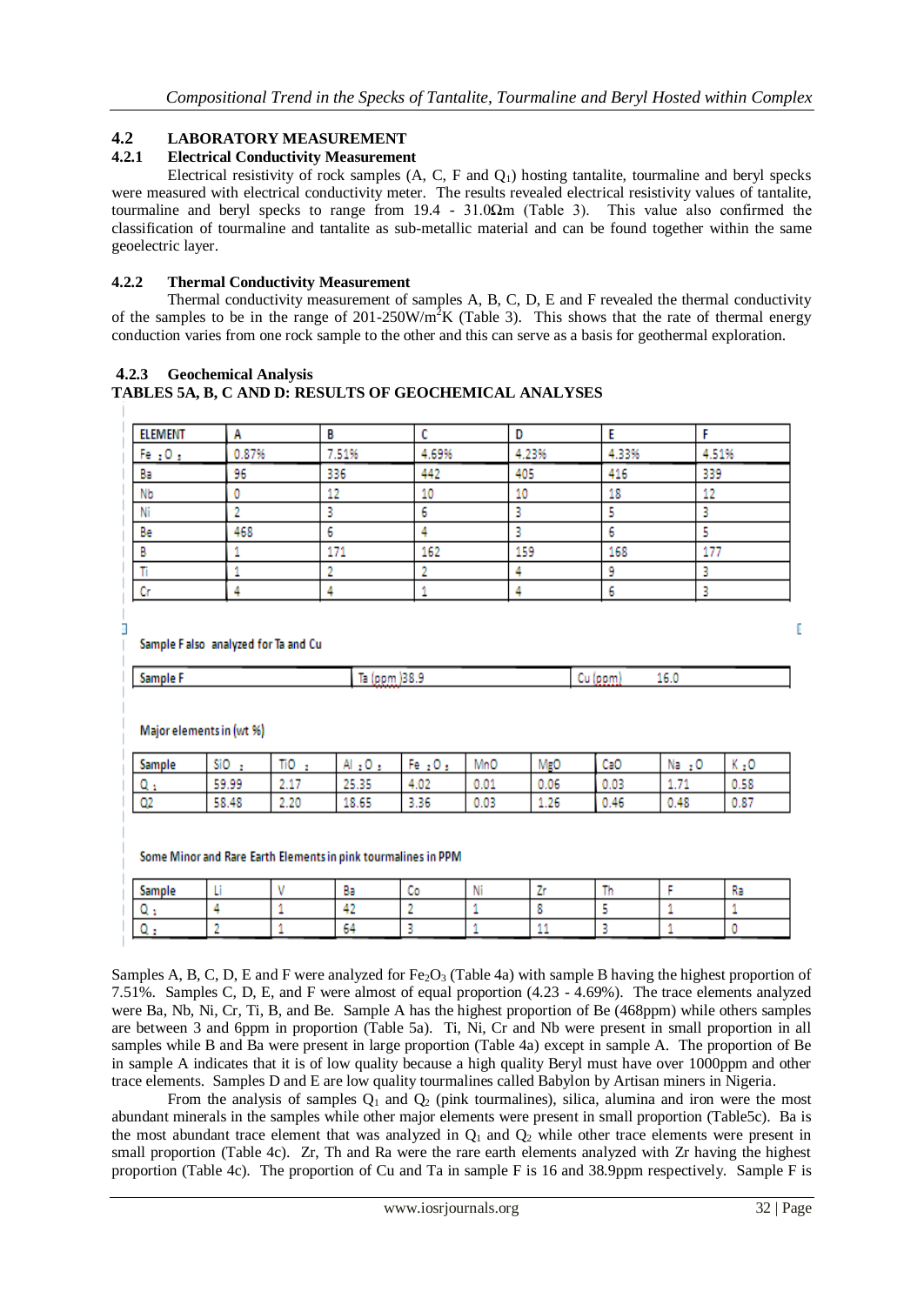## 4.2 LABORATORY MEASUREMENT

### 4.2.1 Electrical Conductivity Measurement

Electrical resistivity of rock samples (A, C, F and $Q_1$) hosting tantalite, tourmaline and beryl specks were measured with electrical conductivity meter. The results revealed electrical resistivity values of tantalite, tourmaline and beryl specks to range from 19.4 - 31.0Ωm (Table 3). This value also confirmed the classification of tourmaline and tantalite as sub-metallic material and can be found together within the same geoelectric layer.

### 4.2.2 Thermal Conductivity Measurement

Thermal conductivity measurement of samples A, B, C, D, E and F revealed the thermal conductivity of the samples to be in the range of 201-250W/$m^2$K (Table 3). This shows that the rate of thermal energy conduction varies from one rock sample to the other and this can serve as a basis for geothermal exploration.

### 4.2.3 Geochemical Analysis

**TABLES 5A, B, C AND D: RESULTS OF GEOCHEMICAL ANALYSES**

| ELEMENT | A | B | C | D | E | F |
|---|---|---|---|---|---|---|
| $Fe_2O_3$ | 0.87% | 7.51% | 4.69% | 4.23% | 4.33% | 4.51% |
| Ba | 96 | 336 | 442 | 405 | 416 | 339 |
| Nb | 0 | 12 | 10 | 10 | 18 | 12 |
| Ni | 2 | 3 | 6 | 3 | 5 | 3 |
| Be | 468 | 6 | 4 | 3 | 6 | 5 |
| B | 1 | 171 | 162 | 159 | 168 | 177 |
| Ti | 1 | 2 | 2 | 4 | 9 | 3 |
| Cr | 4 | 4 | 1 | 4 | 6 | 3 |

Sample F also analyzed for Ta and Cu

| Sample F | Ta (ppm) 38.9 | Cu (ppm) 16.0 |
|---|---|---|

Major elements in (wt %)

| Sample | $SiO_2$ | $TiO_2$ | $Al_2O_3$ | $Fe_2O_3$ | MnO | MgO | CaO | $Na_2O$ | $K_2O$ |
|---|---|---|---|---|---|---|---|---|---|
| $Q_1$ | 59.99 | 2.17 | 25.35 | 4.02 | 0.01 | 0.06 | 0.03 | 1.71 | 0.58 |
| Q2 | 58.48 | 2.20 | 18.65 | 3.36 | 0.03 | 1.26 | 0.46 | 0.48 | 0.87 |

Some Minor and Rare Earth Elements in pink tourmalines in PPM

| Sample | Li | V | Ba | Co | Ni | Zr | Th | F | Ra |
|---|---|---|---|---|---|---|---|---|---|
| $Q_1$ | 4 | 1 | 42 | 2 | 1 | 8 | 5 | 1 | 1 |
| $Q_2$ | 2 | 1 | 64 | 3 | 1 | 11 | 3 | 1 | 0 |

Samples A, B, C, D, E and F were analyzed for $Fe_2O_3$ (Table 4a) with sample B having the highest proportion of 7.51%. Samples C, D, E, and F were almost of equal proportion (4.23 - 4.69%). The trace elements analyzed were Ba, Nb, Ni, Cr, Ti, B, and Be. Sample A has the highest proportion of Be (468ppm) while others samples are between 3 and 6ppm in proportion (Table 5a). Ti, Ni, Cr and Nb were present in small proportion in all samples while B and Ba were present in large proportion (Table 4a) except in sample A. The proportion of Be in sample A indicates that it is of low quality because a high quality Beryl must have over 1000ppm and other trace elements. Samples D and E are low quality tourmalines called Babylon by Artisan miners in Nigeria.

From the analysis of samples $Q_1$ and $Q_2$ (pink tourmalines), silica, alumina and iron were the most abundant minerals in the samples while other major elements were present in small proportion (Table5c). Ba is the most abundant trace element that was analyzed in $Q_1$ and $Q_2$ while other trace elements were present in small proportion (Table 4c). Zr, Th and Ra were the rare earth elements analyzed with Zr having the highest proportion (Table 4c). The proportion of Cu and Ta in sample F is 16 and 38.9ppm respectively. Sample F is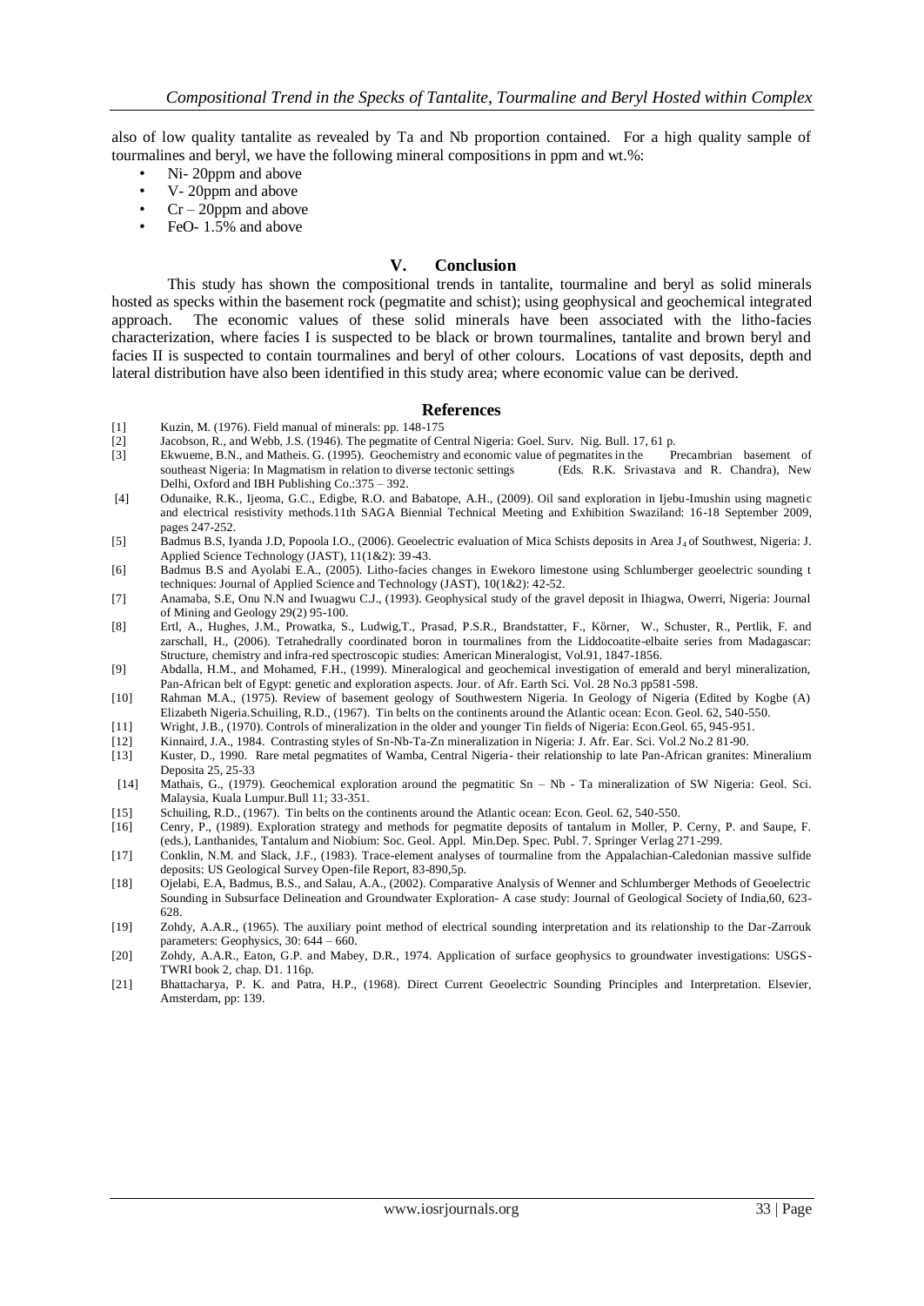also of low quality tantalite as revealed by Ta and Nb proportion contained. For a high quality sample of tourmalines and beryl, we have the following mineral compositions in ppm and wt.%:

- Ni- 20ppm and above
- V- 20ppm and above
- Cr – 20ppm and above
- FeO- 1.5% and above

## V. Conclusion

This study has shown the compositional trends in tantalite, tourmaline and beryl as solid minerals hosted as specks within the basement rock (pegmatite and schist); using geophysical and geochemical integrated approach. The economic values of these solid minerals have been associated with the litho-facies characterization, where facies I is suspected to be black or brown tourmalines, tantalite and brown beryl and facies II is suspected to contain tourmalines and beryl of other colours. Locations of vast deposits, depth and lateral distribution have also been identified in this study area; where economic value can be derived.

## References

[1] Kuzin, M. (1976). Field manual of minerals: pp. 148-175

[2] Jacobson, R., and Webb, J.S. (1946). The pegmatite of Central Nigeria: Goel. Surv. Nig. Bull. 17, 61 p.

[3] Ekwueme, B.N., and Matheis. G. (1995). Geochemistry and economic value of pegmatites in the Precambrian basement of southeast Nigeria: In Magmatism in relation to diverse tectonic settings (Eds. R.K. Srivastava and R. Chandra), New Delhi, Oxford and IBH Publishing Co.:375 – 392.

[4] Odunaike, R.K., Ijeoma, G.C., Edigbe, R.O. and Babatope, A.H., (2009). Oil sand exploration in Ijebu-Imushin using magnetic and electrical resistivity methods.11th SAGA Biennial Technical Meeting and Exhibition Swaziland: 16-18 September 2009, pages 247-252.

[5] Badmus B.S, Iyanda J.D, Popoola I.O., (2006). Geoelectric evaluation of Mica Schists deposits in Area $J_4$ of Southwest, Nigeria: J. Applied Science Technology (JAST), 11(1&2): 39-43.

[6] Badmus B.S and Ayolabi E.A., (2005). Litho-facies changes in Ewekoro limestone using Schlumberger geoelectric sounding t techniques: Journal of Applied Science and Technology (JAST), 10(1&2): 42-52.

[7] Anamaba, S.E, Onu N.N and Iwuagwu C.J., (1993). Geophysical study of the gravel deposit in Ihiagwa, Owerri, Nigeria: Journal of Mining and Geology 29(2) 95-100.

[8] Ertl, A., Hughes, J.M., Prowatka, S., Ludwig,T., Prasad, P.S.R., Brandstatter, F., Kӧrner, W., Schuster, R., Pertlik, F. and zarschall, H., (2006). Tetrahedrally coordinated boron in tourmalines from the Liddocoatite-elbaite series from Madagascar: Structure, chemistry and infra-red spectroscopic studies: American Mineralogist, Vol.91, 1847-1856.

[9] Abdalla, H.M., and Mohamed, F.H., (1999). Mineralogical and geochemical investigation of emerald and beryl mineralization, Pan-African belt of Egypt: genetic and exploration aspects. Jour. of Afr. Earth Sci. Vol. 28 No.3 pp581-598.

[10] Rahman M.A., (1975). Review of basement geology of Southwestern Nigeria. In Geology of Nigeria (Edited by Kogbe (A) Elizabeth Nigeria.Schuiling, R.D., (1967). Tin belts on the continents around the Atlantic ocean: Econ. Geol. 62, 540-550.

[11] Wright, J.B., (1970). Controls of mineralization in the older and younger Tin fields of Nigeria: Econ.Geol. 65, 945-951.

[12] Kinnaird, J.A., 1984. Contrasting styles of Sn-Nb-Ta-Zn mineralization in Nigeria: J. Afr. Ear. Sci. Vol.2 No.2 81-90.

[13] Kuster, D., 1990. Rare metal pegmatites of Wamba, Central Nigeria- their relationship to late Pan-African granites: Mineralium Deposita 25, 25-33

[14] Mathais, G., (1979). Geochemical exploration around the pegmatitic Sn – Nb - Ta mineralization of SW Nigeria: Geol. Sci. Malaysia, Kuala Lumpur.Bull 11; 33-351.

[15] Schuiling, R.D., (1967). Tin belts on the continents around the Atlantic ocean: Econ. Geol. 62, 540-550.

[16] Cenry, P., (1989). Exploration strategy and methods for pegmatite deposits of tantalum in Moller, P. Cerny, P. and Saupe, F. (eds.), Lanthanides, Tantalum and Niobium: Soc. Geol. Appl. Min.Dep. Spec. Publ. 7. Springer Verlag 271-299.

[17] Conklin, N.M. and Slack, J.F., (1983). Trace-element analyses of tourmaline from the Appalachian-Caledonian massive sulfide deposits: US Geological Survey Open-file Report, 83-890,5p.

[18] Ojelabi, E.A, Badmus, B.S., and Salau, A.A., (2002). Comparative Analysis of Wenner and Schlumberger Methods of Geoelectric Sounding in Subsurface Delineation and Groundwater Exploration- A case study: Journal of Geological Society of India,60, 623-628.

[19] Zohdy, A.A.R., (1965). The auxiliary point method of electrical sounding interpretation and its relationship to the Dar-Zarrouk parameters: Geophysics, 30: 644 – 660.

[20] Zohdy, A.A.R., Eaton, G.P. and Mabey, D.R., 1974. Application of surface geophysics to groundwater investigations: USGS-TWRI book 2, chap. D1. 116p.

[21] Bhattacharya, P. K. and Patra, H.P., (1968). Direct Current Geoelectric Sounding Principles and Interpretation. Elsevier, Amsterdam, pp: 139.